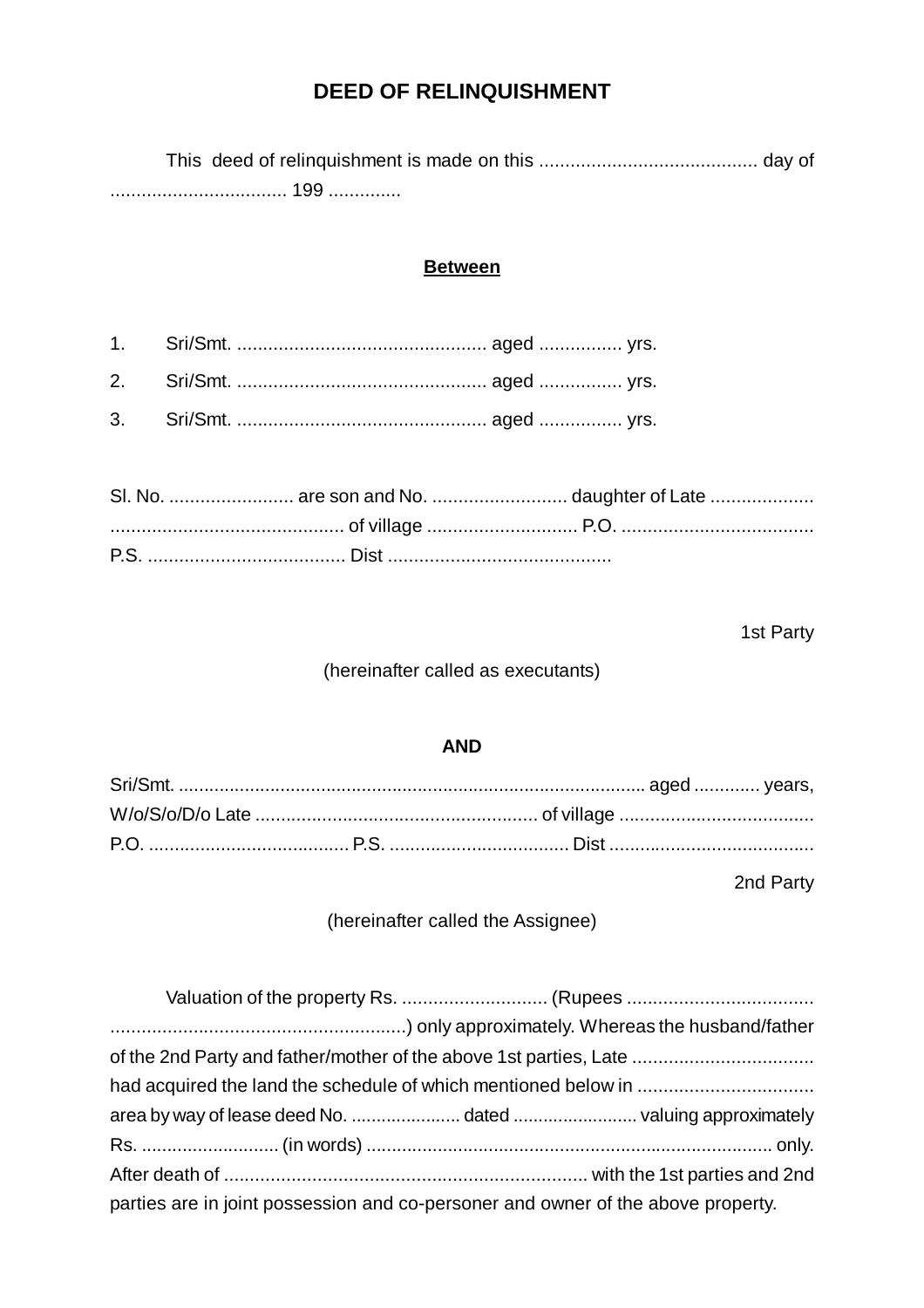# DEED OF RELINQUISHMENT

This deed of relinquishment is made on this .......................................... day of .................................. 199 ..............

**Between**

1. Sri/Smt. ................................................ aged ................ yrs.
2. Sri/Smt. ................................................ aged ................ yrs.
3. Sri/Smt. ................................................ aged ................ yrs.

Sl. No. ........................ are son and No. .......................... daughter of Late ................... ............................................ of village ............................ P.O. .................................... P.S. ...................................... Dist ..........................................

1st Party

(hereinafter called as executants)

**AND**

Sri/Smt. ........................................................................................... aged ............. years, W/o/S/o/D/o Late ...................................................... of village ..................................... P.O. ....................................... P.S. ................................... Dist ........................................

2nd Party

(hereinafter called the Assignee)

Valuation of the property Rs. ............................ (Rupees .................................... ........................................................) only approximately. Whereas the husband/father of the 2nd Party and father/mother of the above 1st parties, Late ................................... had acquired the land the schedule of which mentioned below in .................................. area by way of lease deed No. ...................... dated ......................... valuing approximately Rs. .......................... (in words) .............................................................................. only. After death of ...................................................................... with the 1st parties and 2nd parties are in joint possession and co-personer and owner of the above property.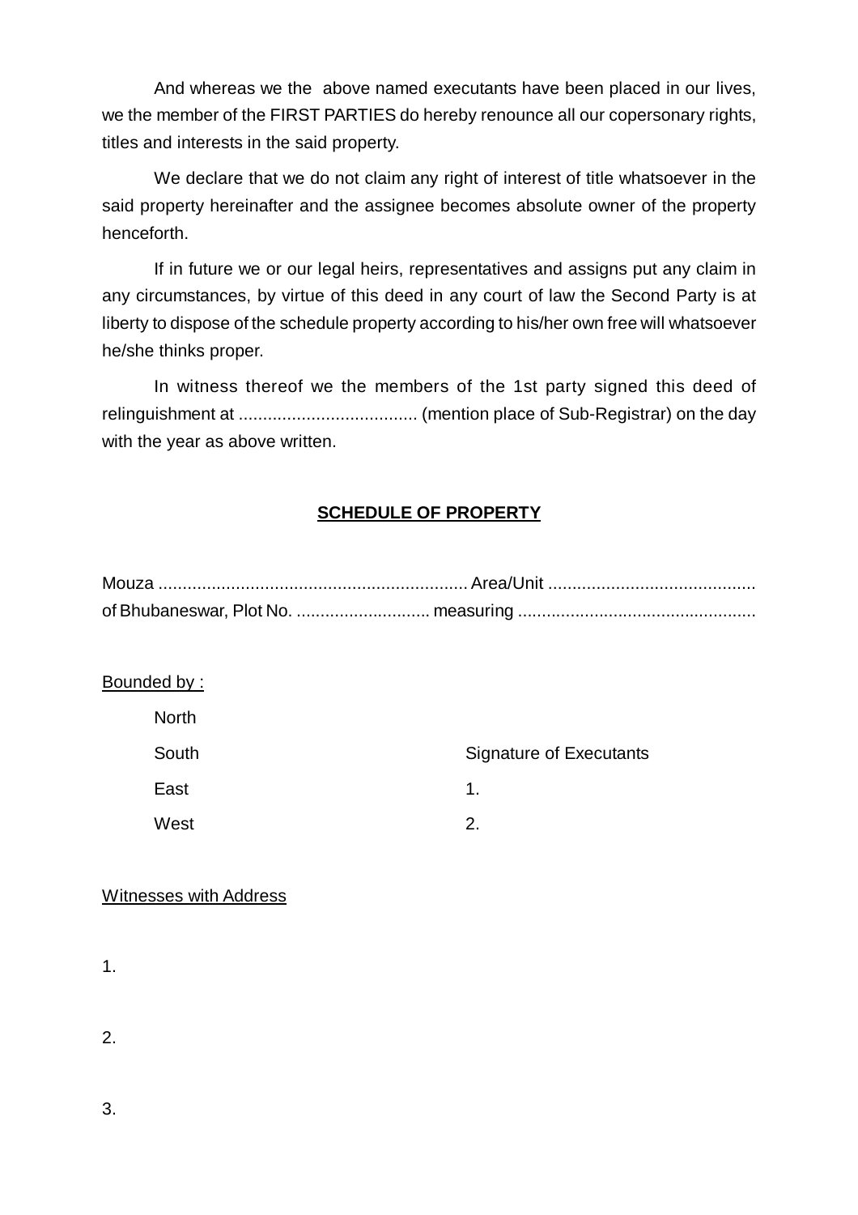And whereas we the above named executants have been placed in our lives, we the member of the FIRST PARTIES do hereby renounce all our copersonary rights, titles and interests in the said property.

We declare that we do not claim any right of interest of title whatsoever in the said property hereinafter and the assignee becomes absolute owner of the property henceforth.

If in future we or our legal heirs, representatives and assigns put any claim in any circumstances, by virtue of this deed in any court of law the Second Party is at liberty to dispose of the schedule property according to his/her own free will whatsoever he/she thinks proper.

In witness thereof we the members of the 1st party signed this deed of relinguishment at ..................................... (mention place of Sub-Registrar) on the day with the year as above written.

## **SCHEDULE OF PROPERTY**

Mouza ............................................................... Area/Unit .......................................... of Bhubaneswar, Plot No. ........................... measuring ................................................

Bounded by :

North

South

East

West

Signature of Executants

1.

2.

Witnesses with Address

1.

2.

3.